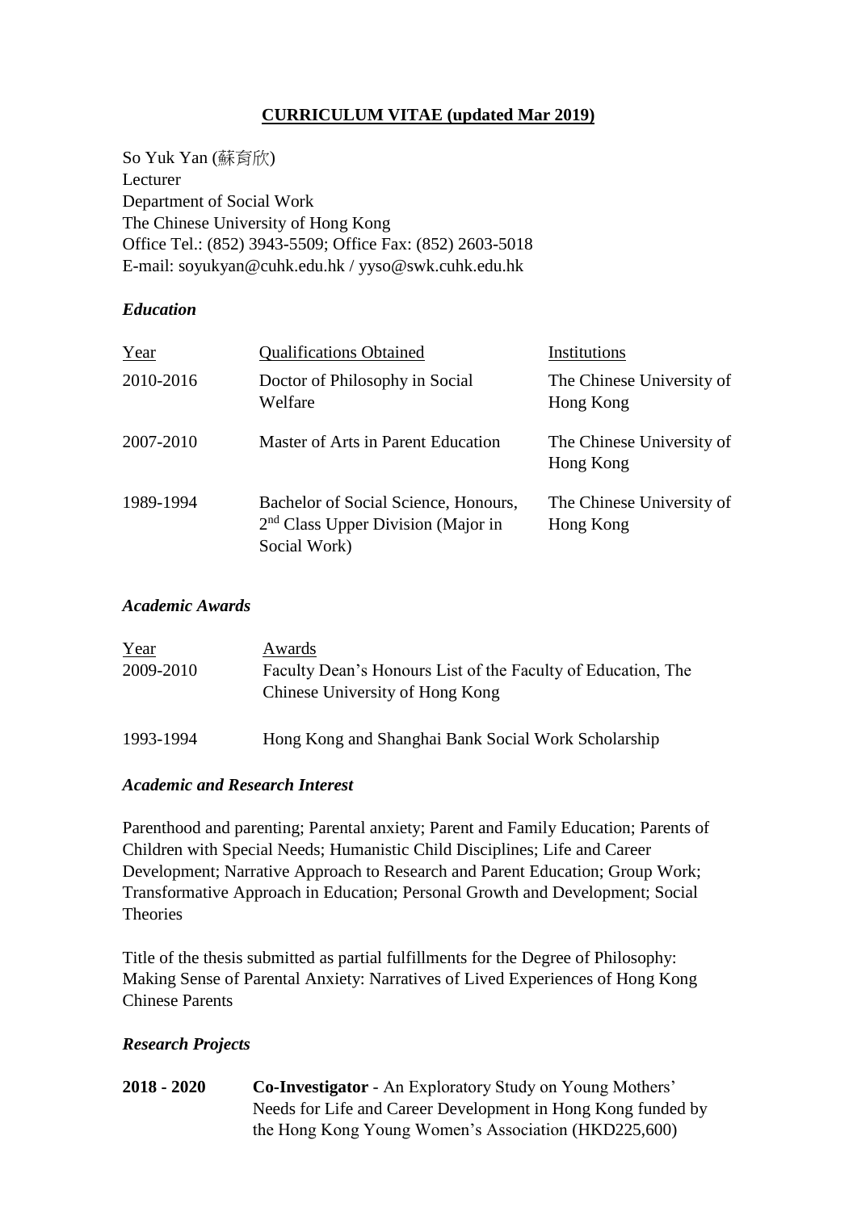# CURRICULUM VITAE (updated Mar 2019)

So Yuk Yan (蘇育欣)
Lecturer
Department of Social Work
The Chinese University of Hong Kong
Office Tel.: (852) 3943-5509; Office Fax: (852) 2603-5018
E-mail: soyukyan@cuhk.edu.hk / yyso@swk.cuhk.edu.hk

### *Education*

| Year | Qualifications Obtained | Institutions |
|---|---|---|
| 2010-2016 | Doctor of Philosophy in Social Welfare | The Chinese University of Hong Kong |
| 2007-2010 | Master of Arts in Parent Education | The Chinese University of Hong Kong |
| 1989-1994 | Bachelor of Social Science, Honours, 2nd Class Upper Division (Major in Social Work) | The Chinese University of Hong Kong |

### *Academic Awards*

| Year | Awards |
|---|---|
| 2009-2010 | Faculty Dean's Honours List of the Faculty of Education, The Chinese University of Hong Kong |
| 1993-1994 | Hong Kong and Shanghai Bank Social Work Scholarship |

### *Academic and Research Interest*

Parenthood and parenting; Parental anxiety; Parent and Family Education; Parents of Children with Special Needs; Humanistic Child Disciplines; Life and Career Development; Narrative Approach to Research and Parent Education; Group Work; Transformative Approach in Education; Personal Growth and Development; Social Theories

Title of the thesis submitted as partial fulfillments for the Degree of Philosophy: Making Sense of Parental Anxiety: Narratives of Lived Experiences of Hong Kong Chinese Parents

### *Research Projects*

**2018 - 2020** **Co-Investigator** - An Exploratory Study on Young Mothers' Needs for Life and Career Development in Hong Kong funded by the Hong Kong Young Women's Association (HKD225,600)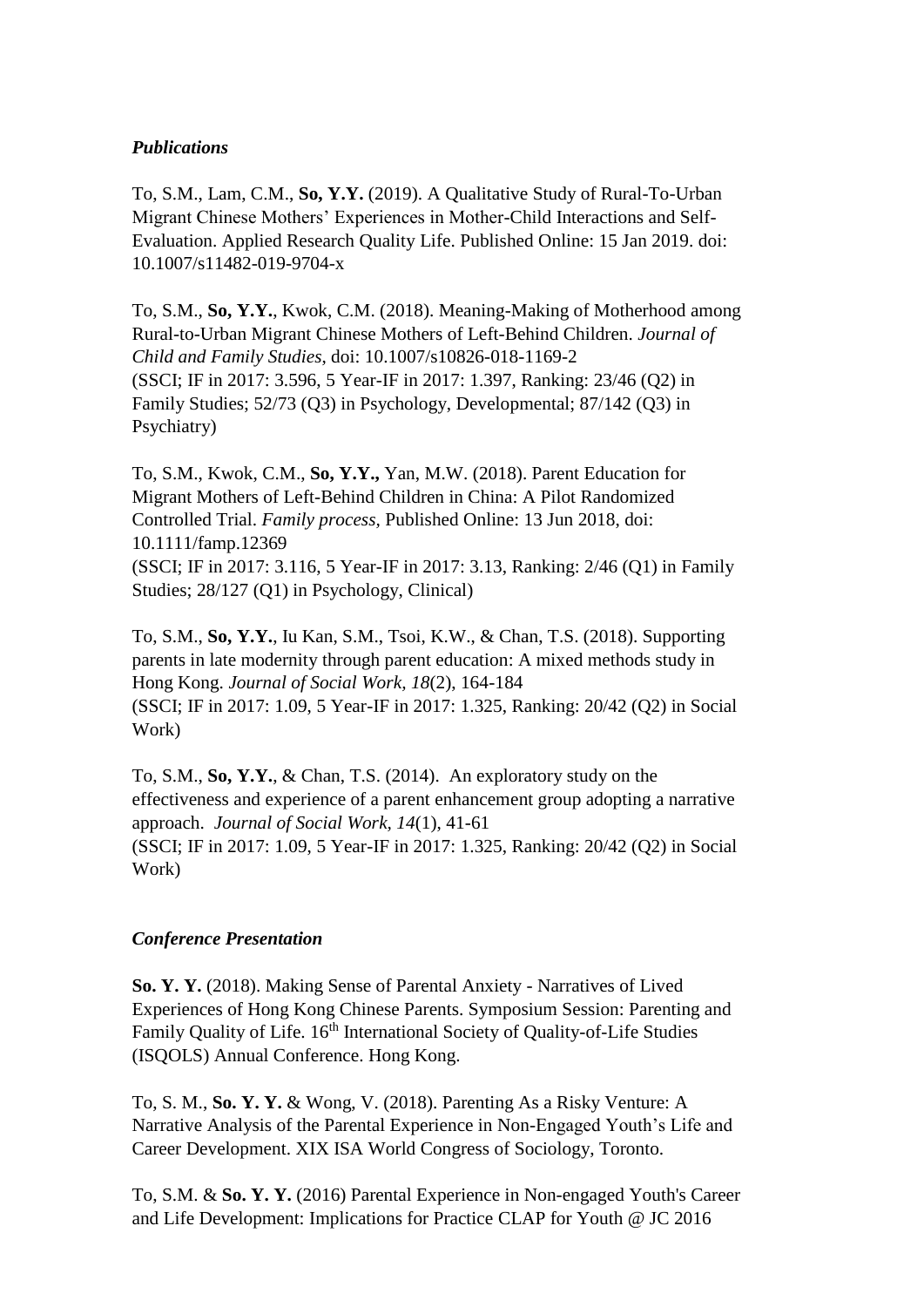### *Publications*

To, S.M., Lam, C.M., **So, Y.Y.** (2019). A Qualitative Study of Rural-To-Urban Migrant Chinese Mothers' Experiences in Mother-Child Interactions and Self-Evaluation. Applied Research Quality Life. Published Online: 15 Jan 2019. doi: 10.1007/s11482-019-9704-x

To, S.M., **So, Y.Y.**, Kwok, C.M. (2018). Meaning-Making of Motherhood among Rural-to-Urban Migrant Chinese Mothers of Left-Behind Children. *Journal of Child and Family Studies*, doi: 10.1007/s10826-018-1169-2
(SSCI; IF in 2017: 3.596, 5 Year-IF in 2017: 1.397, Ranking: 23/46 (Q2) in Family Studies; 52/73 (Q3) in Psychology, Developmental; 87/142 (Q3) in Psychiatry)

To, S.M., Kwok, C.M., **So, Y.Y.,** Yan, M.W. (2018). Parent Education for Migrant Mothers of Left-Behind Children in China: A Pilot Randomized Controlled Trial. *Family process,* Published Online: 13 Jun 2018, doi: 10.1111/famp.12369
(SSCI; IF in 2017: 3.116, 5 Year-IF in 2017: 3.13, Ranking: 2/46 (Q1) in Family Studies; 28/127 (Q1) in Psychology, Clinical)

To, S.M., **So, Y.Y.**, Iu Kan, S.M., Tsoi, K.W., & Chan, T.S. (2018). Supporting parents in late modernity through parent education: A mixed methods study in Hong Kong. *Journal of Social Work, 18*(2), 164-184
(SSCI; IF in 2017: 1.09, 5 Year-IF in 2017: 1.325, Ranking: 20/42 (Q2) in Social Work)

To, S.M., **So, Y.Y.**, & Chan, T.S. (2014). An exploratory study on the effectiveness and experience of a parent enhancement group adopting a narrative approach. *Journal of Social Work, 14*(1), 41-61
(SSCI; IF in 2017: 1.09, 5 Year-IF in 2017: 1.325, Ranking: 20/42 (Q2) in Social Work)

### *Conference Presentation*

**So. Y. Y.** (2018). Making Sense of Parental Anxiety - Narratives of Lived Experiences of Hong Kong Chinese Parents. Symposium Session: Parenting and Family Quality of Life. 16th International Society of Quality-of-Life Studies (ISQOLS) Annual Conference. Hong Kong.

To, S. M., **So. Y. Y.** & Wong, V. (2018). Parenting As a Risky Venture: A Narrative Analysis of the Parental Experience in Non-Engaged Youth's Life and Career Development. XIX ISA World Congress of Sociology, Toronto.

To, S.M. & **So. Y. Y.** (2016) Parental Experience in Non-engaged Youth's Career and Life Development: Implications for Practice CLAP for Youth @ JC 2016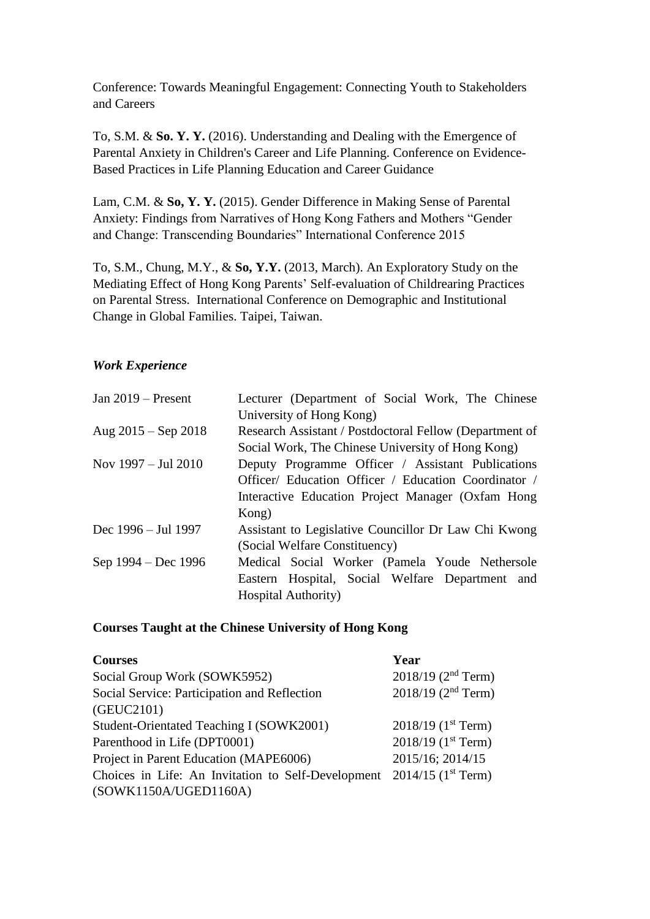Conference: Towards Meaningful Engagement: Connecting Youth to Stakeholders and Careers

To, S.M. & **So. Y. Y.** (2016). Understanding and Dealing with the Emergence of Parental Anxiety in Children's Career and Life Planning. Conference on Evidence-Based Practices in Life Planning Education and Career Guidance

Lam, C.M. & **So, Y. Y.** (2015). Gender Difference in Making Sense of Parental Anxiety: Findings from Narratives of Hong Kong Fathers and Mothers "Gender and Change: Transcending Boundaries" International Conference 2015

To, S.M., Chung, M.Y., & **So, Y.Y.** (2013, March). An Exploratory Study on the Mediating Effect of Hong Kong Parents' Self-evaluation of Childrearing Practices on Parental Stress. International Conference on Demographic and Institutional Change in Global Families. Taipei, Taiwan.

### *Work Experience*

| | |
|---|---|
| Jan 2019 – Present | Lecturer (Department of Social Work, The Chinese University of Hong Kong) |
| Aug 2015 – Sep 2018 | Research Assistant / Postdoctoral Fellow (Department of Social Work, The Chinese University of Hong Kong) |
| Nov 1997 – Jul 2010 | Deputy Programme Officer / Assistant Publications Officer/ Education Officer / Education Coordinator / Interactive Education Project Manager (Oxfam Hong Kong) |
| Dec 1996 – Jul 1997 | Assistant to Legislative Councillor Dr Law Chi Kwong (Social Welfare Constituency) |
| Sep 1994 – Dec 1996 | Medical Social Worker (Pamela Youde Nethersole Eastern Hospital, Social Welfare Department and Hospital Authority) |

### Courses Taught at the Chinese University of Hong Kong

| **Courses** | **Year** |
|---|---|
| Social Group Work (SOWK5952) | 2018/19 (2nd Term) |
| Social Service: Participation and Reflection (GEUC2101) | 2018/19 (2nd Term) |
| Student-Orientated Teaching I (SOWK2001) | 2018/19 (1st Term) |
| Parenthood in Life (DPT0001) | 2018/19 (1st Term) |
| Project in Parent Education (MAPE6006) | 2015/16; 2014/15 |
| Choices in Life: An Invitation to Self-Development (SOWK1150A/UGED1160A) | 2014/15 (1st Term) |